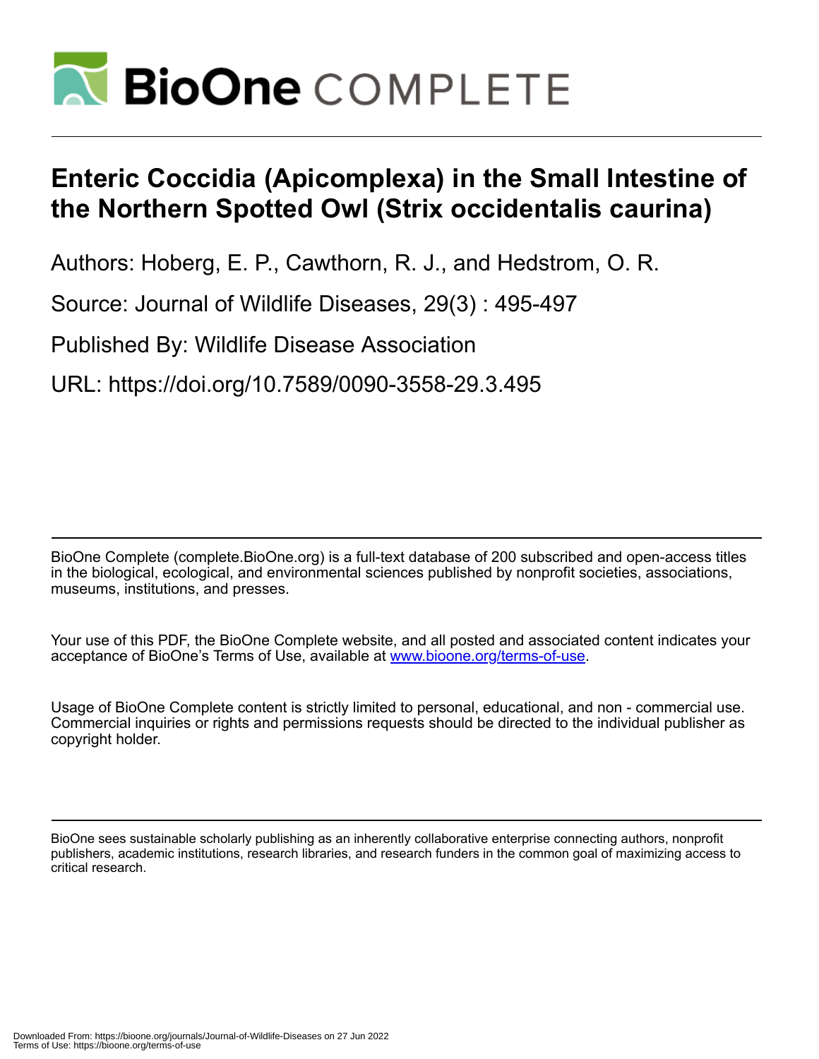# Enteric Coccidia (Apicomplexa) in the Small Intestine of the Northern Spotted Owl (Strix occidentalis caurina)

Authors: Hoberg, E. P., Cawthorn, R. J., and Hedstrom, O. R.

Source: Journal of Wildlife Diseases, 29(3) : 495-497

Published By: Wildlife Disease Association

URL: https://doi.org/10.7589/0090-3558-29.3.495

BioOne Complete (complete.BioOne.org) is a full-text database of 200 subscribed and open-access titles in the biological, ecological, and environmental sciences published by nonprofit societies, associations, museums, institutions, and presses.

Your use of this PDF, the BioOne Complete website, and all posted and associated content indicates your acceptance of BioOne's Terms of Use, available at www.bioone.org/terms-of-use.

Usage of BioOne Complete content is strictly limited to personal, educational, and non - commercial use. Commercial inquiries or rights and permissions requests should be directed to the individual publisher as copyright holder.

BioOne sees sustainable scholarly publishing as an inherently collaborative enterprise connecting authors, nonprofit publishers, academic institutions, research libraries, and research funders in the common goal of maximizing access to critical research.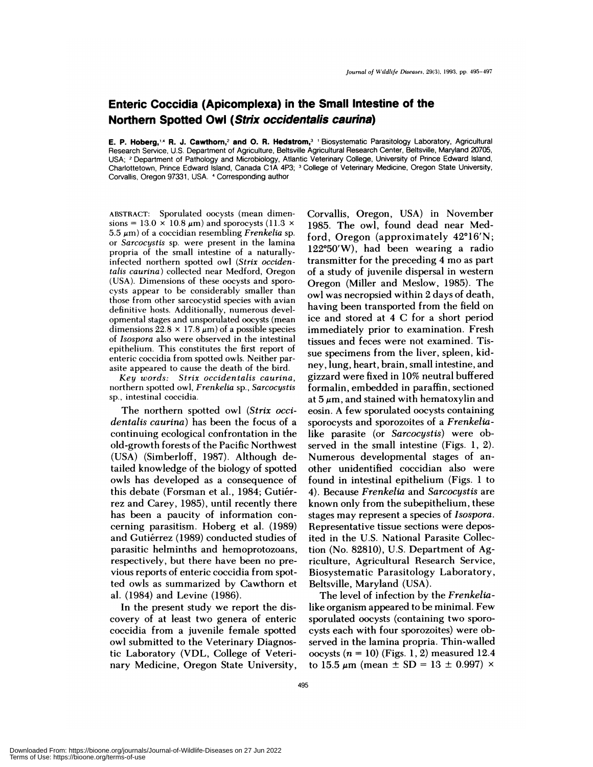# Enteric Coccidia (Apicomplexa) in the Small Intestine of the Northern Spotted Owl (*Strix occidentalis caurina*)

**E. P. Hoberg,[1,4] R. J. Cawthorn,[2] and O. R. Hedstrom,[3]** [1] Biosystematic Parasitology Laboratory, Agricultural Research Service, U.S. Department of Agriculture, Beltsville Agricultural Research Center, Beltsville, Maryland 20705, USA; [2] Department of Pathology and Microbiology, Atlantic Veterinary College, University of Prince Edward Island, Charlottetown, Prince Edward Island, Canada C1A 4P3; [3] College of Veterinary Medicine, Oregon State University, Corvallis, Oregon 97331, USA. [4] Corresponding author

ABSTRACT: Sporulated oocysts (mean dimensions = 13.0 × 10.8 μm) and sporocysts (11.3 × 5.5 μm) of a coccidian resembling *Frenkelia* sp. or *Sarcocystis* sp. were present in the lamina propria of the small intestine of a naturally-infected northern spotted owl (*Strix occidentalis caurina*) collected near Medford, Oregon (USA). Dimensions of these oocysts and sporocysts appear to be considerably smaller than those from other sarcocystid species with avian definitive hosts. Additionally, numerous developmental stages and unsporulated oocysts (mean dimensions 22.8 × 17.8 μm) of a possible species of *Isospora* also were observed in the intestinal epithelium. This constitutes the first report of enteric coccidia from spotted owls. Neither parasite appeared to cause the death of the bird.

*Key words:* *Strix occidentalis caurina*, northern spotted owl, *Frenkelia* sp., *Sarcocystis* sp., intestinal coccidia.

The northern spotted owl (*Strix occidentalis caurina*) has been the focus of a continuing ecological confrontation in the old-growth forests of the Pacific Northwest (USA) (Simberloff, 1987). Although detailed knowledge of the biology of spotted owls has developed as a consequence of this debate (Forsman et al., 1984; Gutiérrez and Carey, 1985), until recently there has been a paucity of information concerning parasitism. Hoberg et al. (1989) and Gutiérrez (1989) conducted studies of parasitic helminths and hemoprotozoans, respectively, but there have been no previous reports of enteric coccidia from spotted owls as summarized by Cawthorn et al. (1984) and Levine (1986).

In the present study we report the discovery of at least two genera of enteric coccidia from a juvenile female spotted owl submitted to the Veterinary Diagnostic Laboratory (VDL, College of Veterinary Medicine, Oregon State University, Corvallis, Oregon, USA) in November 1985. The owl, found dead near Medford, Oregon (approximately 42°16′N; 122°50′W), had been wearing a radio transmitter for the preceding 4 mo as part of a study of juvenile dispersal in western Oregon (Miller and Meslow, 1985). The owl was necropsied within 2 days of death, having been transported from the field on ice and stored at 4 C for a short period immediately prior to examination. Fresh tissues and feces were not examined. Tissue specimens from the liver, spleen, kidney, lung, heart, brain, small intestine, and gizzard were fixed in 10% neutral buffered formalin, embedded in paraffin, sectioned at 5 μm, and stained with hematoxylin and eosin. A few sporulated oocysts containing sporocysts and sporozoites of a *Frenkelia*-like parasite (or *Sarcocystis*) were observed in the small intestine (Figs. 1, 2). Numerous developmental stages of another unidentified coccidian also were found in intestinal epithelium (Figs. 1 to 4). Because *Frenkelia* and *Sarcocystis* are known only from the subepithelium, these stages may represent a species of *Isospora*. Representative tissue sections were deposited in the U.S. National Parasite Collection (No. 82810), U.S. Department of Agriculture, Agricultural Research Service, Biosystematic Parasitology Laboratory, Beltsville, Maryland (USA).

The level of infection by the *Frenkelia*-like organism appeared to be minimal. Few sporulated oocysts (containing two sporocysts each with four sporozoites) were observed in the lamina propria. Thin-walled oocysts ($n = 10$) (Figs. 1, 2) measured 12.4 to 15.5 μm (mean ± SD = 13 ± 0.997) ×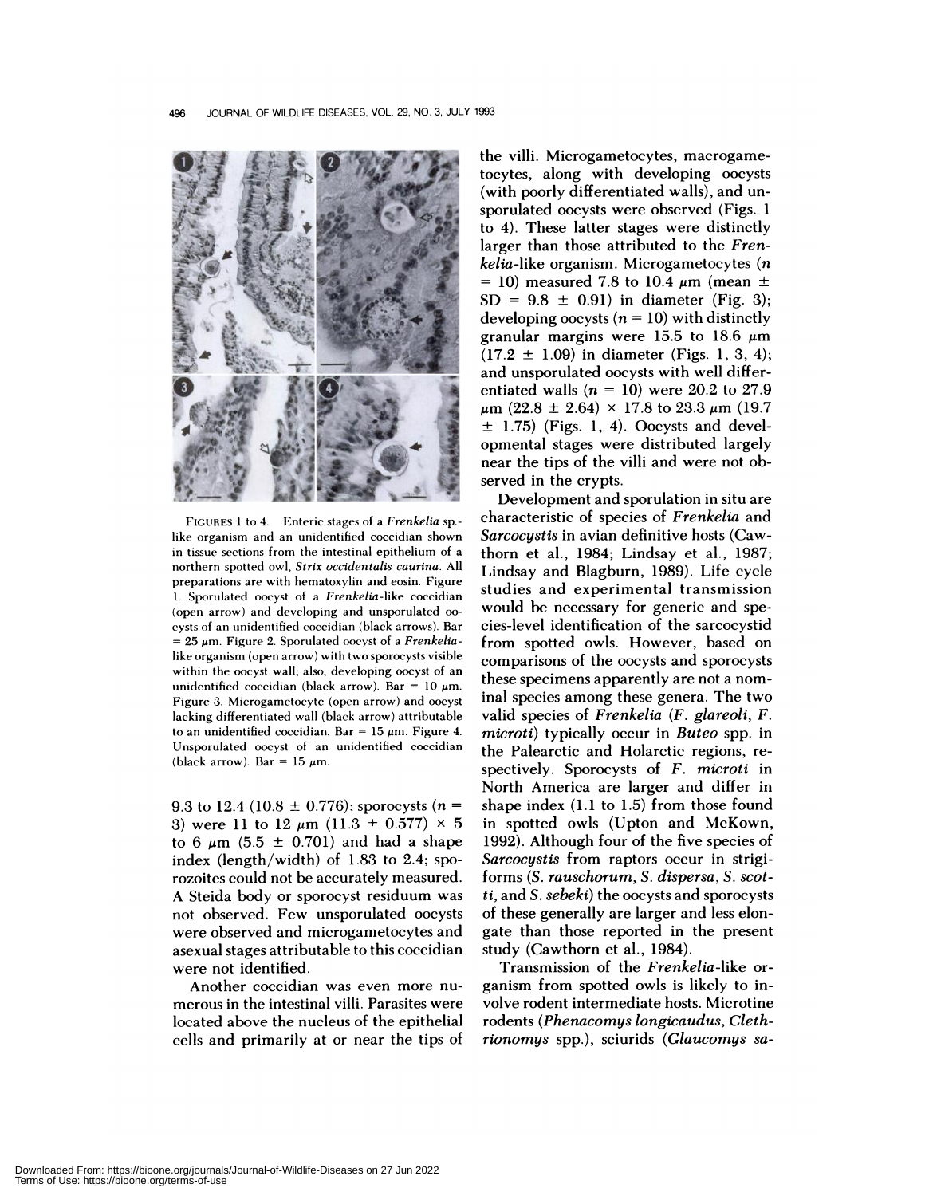FIGURES 1 to 4. Enteric stages of a *Frenkelia* sp.-like organism and an unidentified coccidian shown in tissue sections from the intestinal epithelium of a northern spotted owl, *Strix occidentalis caurina*. All preparations are with hematoxylin and eosin. Figure 1. Sporulated oocyst of a *Frenkelia*-like coccidian (open arrow) and developing and unsporulated oocysts of an unidentified coccidian (black arrows). Bar = 25 μm. Figure 2. Sporulated oocyst of a *Frenkelia*-like organism (open arrow) with two sporocysts visible within the oocyst wall; also, developing oocyst of an unidentified coccidian (black arrow). Bar = 10 μm. Figure 3. Microgametocyte (open arrow) and oocyst lacking differentiated wall (black arrow) attributable to an unidentified coccidian. Bar = 15 μm. Figure 4. Unsporulated oocyst of an unidentified coccidian (black arrow). Bar = 15 μm.

9.3 to 12.4 (10.8 ± 0.776); sporocysts ($n$ = 3) were 11 to 12 μm (11.3 ± 0.577) × 5 to 6 μm (5.5 ± 0.701) and had a shape index (length/width) of 1.83 to 2.4; sporozoites could not be accurately measured. A Steida body or sporocyst residuum was not observed. Few unsporulated oocysts were observed and microgametocytes and asexual stages attributable to this coccidian were not identified.

Another coccidian was even more numerous in the intestinal villi. Parasites were located above the nucleus of the epithelial cells and primarily at or near the tips of the villi. Microgametocytes, macrogametocytes, along with developing oocysts (with poorly differentiated walls), and unsporulated oocysts were observed (Figs. 1 to 4). These latter stages were distinctly larger than those attributed to the *Frenkelia*-like organism. Microgametocytes ($n$ = 10) measured 7.8 to 10.4 μm (mean ± SD = 9.8 ± 0.91) in diameter (Fig. 3); developing oocysts ($n$ = 10) with distinctly granular margins were 15.5 to 18.6 μm (17.2 ± 1.09) in diameter (Figs. 1, 3, 4); and unsporulated oocysts with well differentiated walls ($n$ = 10) were 20.2 to 27.9 μm (22.8 ± 2.64) × 17.8 to 23.3 μm (19.7 ± 1.75) (Figs. 1, 4). Oocysts and developmental stages were distributed largely near the tips of the villi and were not observed in the crypts.

Development and sporulation in situ are characteristic of species of *Frenkelia* and *Sarcocystis* in avian definitive hosts (Cawthorn et al., 1984; Lindsay et al., 1987; Lindsay and Blagburn, 1989). Life cycle studies and experimental transmission would be necessary for generic and species-level identification of the sarcocystid from spotted owls. However, based on comparisons of the oocysts and sporocysts these specimens apparently are not a nominal species among these genera. The two valid species of *Frenkelia* (*F. glareoli*, *F. microti*) typically occur in *Buteo* spp. in the Palearctic and Holarctic regions, respectively. Sporocysts of *F. microti* in North America are larger and differ in shape index (1.1 to 1.5) from those found in spotted owls (Upton and McKown, 1992). Although four of the five species of *Sarcocystis* from raptors occur in strigiforms (*S. rauschorum*, *S. dispersa*, *S. scotti*, and *S. sebeki*) the oocysts and sporocysts of these generally are larger and less elongate than those reported in the present study (Cawthorn et al., 1984).

Transmission of the *Frenkelia*-like organism from spotted owls is likely to involve rodent intermediate hosts. Microtine rodents (*Phenacomys longicaudus*, *Clethrionomys* spp.), sciurids (*Glaucomys sa-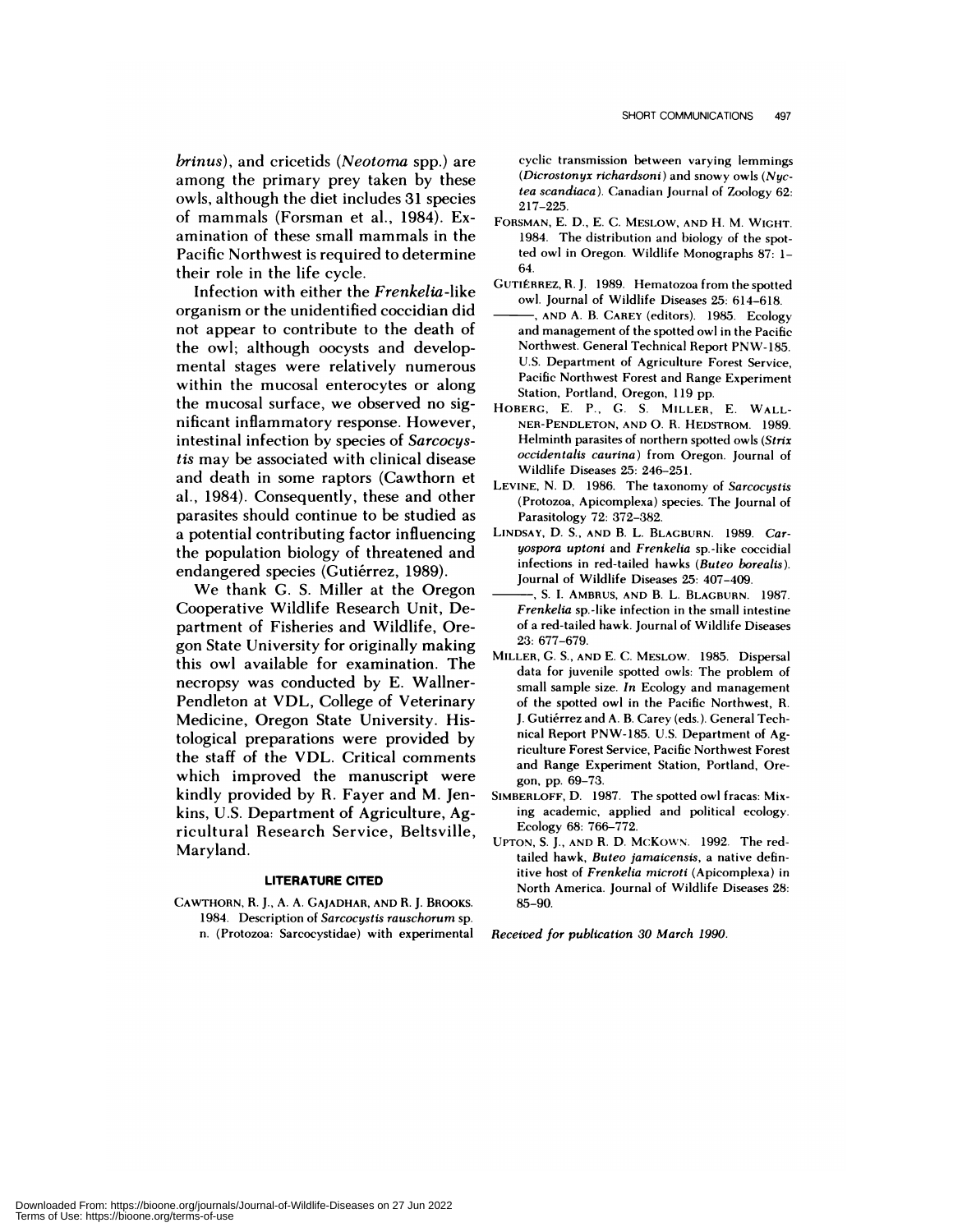*brinus*), and cricetids (*Neotoma* spp.) are among the primary prey taken by these owls, although the diet includes 31 species of mammals (Forsman et al., 1984). Examination of these small mammals in the Pacific Northwest is required to determine their role in the life cycle.

Infection with either the *Frenkelia*-like organism or the unidentified coccidian did not appear to contribute to the death of the owl; although oocysts and developmental stages were relatively numerous within the mucosal enterocytes or along the mucosal surface, we observed no significant inflammatory response. However, intestinal infection by species of *Sarcocystis* may be associated with clinical disease and death in some raptors (Cawthorn et al., 1984). Consequently, these and other parasites should continue to be studied as a potential contributing factor influencing the population biology of threatened and endangered species (Gutiérrez, 1989).

We thank G. S. Miller at the Oregon Cooperative Wildlife Research Unit, Department of Fisheries and Wildlife, Oregon State University for originally making this owl available for examination. The necropsy was conducted by E. Wallner-Pendleton at VDL, College of Veterinary Medicine, Oregon State University. Histological preparations were provided by the staff of the VDL. Critical comments which improved the manuscript were kindly provided by R. Fayer and M. Jenkins, U.S. Department of Agriculture, Agricultural Research Service, Beltsville, Maryland.

## LITERATURE CITED

CAWTHORN, R. J., A. A. GAJADHAR, AND R. J. BROOKS. 1984. Description of *Sarcocystis rauschorum* sp. n. (Protozoa: Sarcocystidae) with experimental cyclic transmission between varying lemmings (*Dicrostonyx richardsoni*) and snowy owls (*Nyctea scandiaca*). Canadian Journal of Zoology 62: 217–225.

FORSMAN, E. D., E. C. MESLOW, AND H. M. WIGHT. 1984. The distribution and biology of the spotted owl in Oregon. Wildlife Monographs 87: 1–64.

GUTIÉRREZ, R. J. 1989. Hematozoa from the spotted owl. Journal of Wildlife Diseases 25: 614–618.

———, AND A. B. CAREY (editors). 1985. Ecology and management of the spotted owl in the Pacific Northwest. General Technical Report PNW-185. U.S. Department of Agriculture Forest Service, Pacific Northwest Forest and Range Experiment Station, Portland, Oregon, 119 pp.

HOBERG, E. P., G. S. MILLER, E. WALLNER-PENDLETON, AND O. R. HEDSTROM. 1989. Helminth parasites of northern spotted owls (*Strix occidentalis caurina*) from Oregon. Journal of Wildlife Diseases 25: 246–251.

LEVINE, N. D. 1986. The taxonomy of *Sarcocystis* (Protozoa, Apicomplexa) species. The Journal of Parasitology 72: 372–382.

LINDSAY, D. S., AND B. L. BLAGBURN. 1989. *Caryospora uptoni* and *Frenkelia* sp.-like coccidial infections in red-tailed hawks (*Buteo borealis*). Journal of Wildlife Diseases 25: 407–409.

———, S. I. AMBRUS, AND B. L. BLAGBURN. 1987. *Frenkelia* sp.-like infection in the small intestine of a red-tailed hawk. Journal of Wildlife Diseases 23: 677–679.

MILLER, G. S., AND E. C. MESLOW. 1985. Dispersal data for juvenile spotted owls: The problem of small sample size. *In* Ecology and management of the spotted owl in the Pacific Northwest, R. J. Gutiérrez and A. B. Carey (eds.). General Technical Report PNW-185. U.S. Department of Agriculture Forest Service, Pacific Northwest Forest and Range Experiment Station, Portland, Oregon, pp. 69–73.

SIMBERLOFF, D. 1987. The spotted owl fracas: Mixing academic, applied and political ecology. Ecology 68: 766–772.

UPTON, S. J., AND R. D. MCKOWN. 1992. The red-tailed hawk, *Buteo jamaicensis*, a native definitive host of *Frenkelia microti* (Apicomplexa) in North America. Journal of Wildlife Diseases 28: 85–90.

*Received for publication 30 March 1990.*